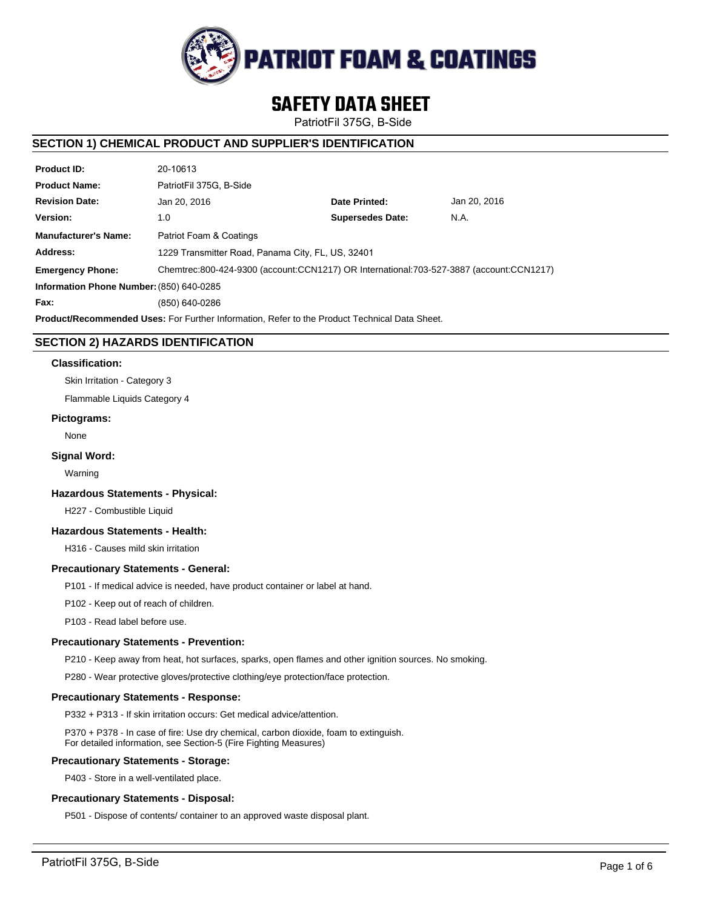PATRIOT FOAM & COATINGS

# SAFETY DATA SHEET

PatriotFil 375G, B-Side

## SECTION 1) CHEMICAL PRODUCT AND SUPPLIER'S IDENTIFICATION

| | | | |
|---|---|---|---|
| **Product ID:** | 20-10613 | | |
| **Product Name:** | PatriotFil 375G, B-Side | | |
| **Revision Date:** | Jan 20, 2016 | **Date Printed:** | Jan 20, 2016 |
| **Version:** | 1.0 | **Supersedes Date:** | N.A. |
| **Manufacturer's Name:** | Patriot Foam & Coatings | | |
| **Address:** | 1229 Transmitter Road, Panama City, FL, US, 32401 | | |
| **Emergency Phone:** | Chemtrec:800-424-9300 (account:CCN1217) OR International:703-527-3887 (account:CCN1217) | | |
| **Information Phone Number:** | (850) 640-0285 | | |
| **Fax:** | (850) 640-0286 | | |

**Product/Recommended Uses:** For Further Information, Refer to the Product Technical Data Sheet.

## SECTION 2) HAZARDS IDENTIFICATION

### Classification:

Skin Irritation - Category 3

Flammable Liquids Category 4

### Pictograms:

None

### Signal Word:

Warning

### Hazardous Statements - Physical:

H227 - Combustible Liquid

### Hazardous Statements - Health:

H316 - Causes mild skin irritation

### Precautionary Statements - General:

P101 - If medical advice is needed, have product container or label at hand.

P102 - Keep out of reach of children.

P103 - Read label before use.

### Precautionary Statements - Prevention:

P210 - Keep away from heat, hot surfaces, sparks, open flames and other ignition sources. No smoking.

P280 - Wear protective gloves/protective clothing/eye protection/face protection.

### Precautionary Statements - Response:

P332 + P313 - If skin irritation occurs: Get medical advice/attention.

P370 + P378 - In case of fire: Use dry chemical, carbon dioxide, foam to extinguish.
For detailed information, see Section-5 (Fire Fighting Measures)

### Precautionary Statements - Storage:

P403 - Store in a well-ventilated place.

### Precautionary Statements - Disposal:

P501 - Dispose of contents/ container to an approved waste disposal plant.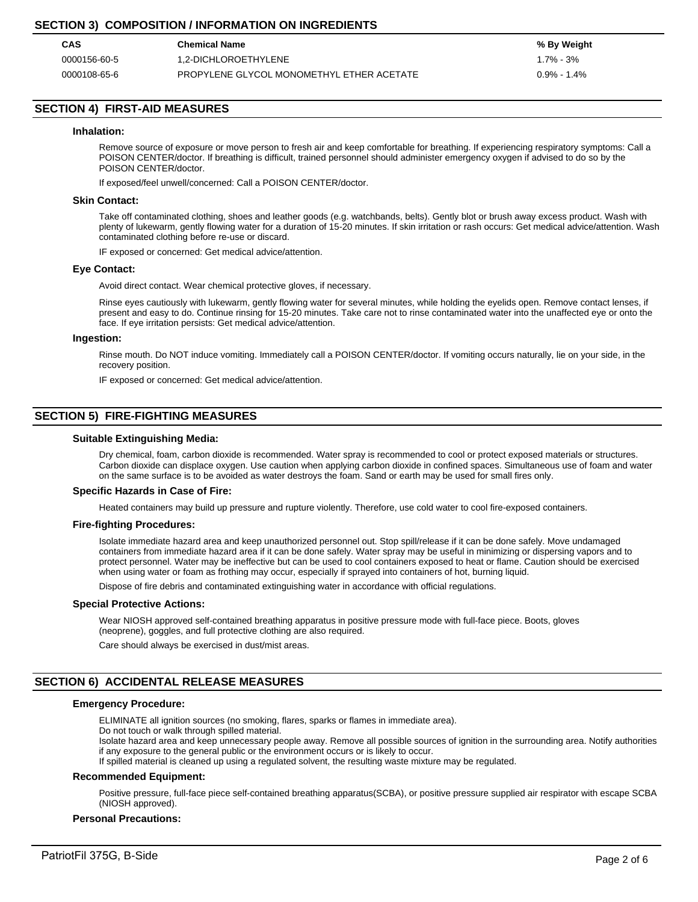## SECTION 3) COMPOSITION / INFORMATION ON INGREDIENTS

| CAS | Chemical Name | % By Weight |
|---|---|---|
| 0000156-60-5 | 1,2-DICHLOROETHYLENE | 1.7% - 3% |
| 0000108-65-6 | PROPYLENE GLYCOL MONOMETHYL ETHER ACETATE | 0.9% - 1.4% |

## SECTION 4) FIRST-AID MEASURES

### Inhalation:

Remove source of exposure or move person to fresh air and keep comfortable for breathing. If experiencing respiratory symptoms: Call a POISON CENTER/doctor. If breathing is difficult, trained personnel should administer emergency oxygen if advised to do so by the POISON CENTER/doctor.

If exposed/feel unwell/concerned: Call a POISON CENTER/doctor.

### Skin Contact:

Take off contaminated clothing, shoes and leather goods (e.g. watchbands, belts). Gently blot or brush away excess product. Wash with plenty of lukewarm, gently flowing water for a duration of 15-20 minutes. If skin irritation or rash occurs: Get medical advice/attention. Wash contaminated clothing before re-use or discard.

IF exposed or concerned: Get medical advice/attention.

### Eye Contact:

Avoid direct contact. Wear chemical protective gloves, if necessary.

Rinse eyes cautiously with lukewarm, gently flowing water for several minutes, while holding the eyelids open. Remove contact lenses, if present and easy to do. Continue rinsing for 15-20 minutes. Take care not to rinse contaminated water into the unaffected eye or onto the face. If eye irritation persists: Get medical advice/attention.

### Ingestion:

Rinse mouth. Do NOT induce vomiting. Immediately call a POISON CENTER/doctor. If vomiting occurs naturally, lie on your side, in the recovery position.

IF exposed or concerned: Get medical advice/attention.

## SECTION 5) FIRE-FIGHTING MEASURES

### Suitable Extinguishing Media:

Dry chemical, foam, carbon dioxide is recommended. Water spray is recommended to cool or protect exposed materials or structures. Carbon dioxide can displace oxygen. Use caution when applying carbon dioxide in confined spaces. Simultaneous use of foam and water on the same surface is to be avoided as water destroys the foam. Sand or earth may be used for small fires only.

### Specific Hazards in Case of Fire:

Heated containers may build up pressure and rupture violently. Therefore, use cold water to cool fire-exposed containers.

### Fire-fighting Procedures:

Isolate immediate hazard area and keep unauthorized personnel out. Stop spill/release if it can be done safely. Move undamaged containers from immediate hazard area if it can be done safely. Water spray may be useful in minimizing or dispersing vapors and to protect personnel. Water may be ineffective but can be used to cool containers exposed to heat or flame. Caution should be exercised when using water or foam as frothing may occur, especially if sprayed into containers of hot, burning liquid.

Dispose of fire debris and contaminated extinguishing water in accordance with official regulations.

### Special Protective Actions:

Wear NIOSH approved self-contained breathing apparatus in positive pressure mode with full-face piece. Boots, gloves (neoprene), goggles, and full protective clothing are also required.

Care should always be exercised in dust/mist areas.

## SECTION 6) ACCIDENTAL RELEASE MEASURES

### Emergency Procedure:

ELIMINATE all ignition sources (no smoking, flares, sparks or flames in immediate area).
Do not touch or walk through spilled material.
Isolate hazard area and keep unnecessary people away. Remove all possible sources of ignition in the surrounding area. Notify authorities if any exposure to the general public or the environment occurs or is likely to occur.
If spilled material is cleaned up using a regulated solvent, the resulting waste mixture may be regulated.

### Recommended Equipment:

Positive pressure, full-face piece self-contained breathing apparatus(SCBA), or positive pressure supplied air respirator with escape SCBA (NIOSH approved).

### Personal Precautions: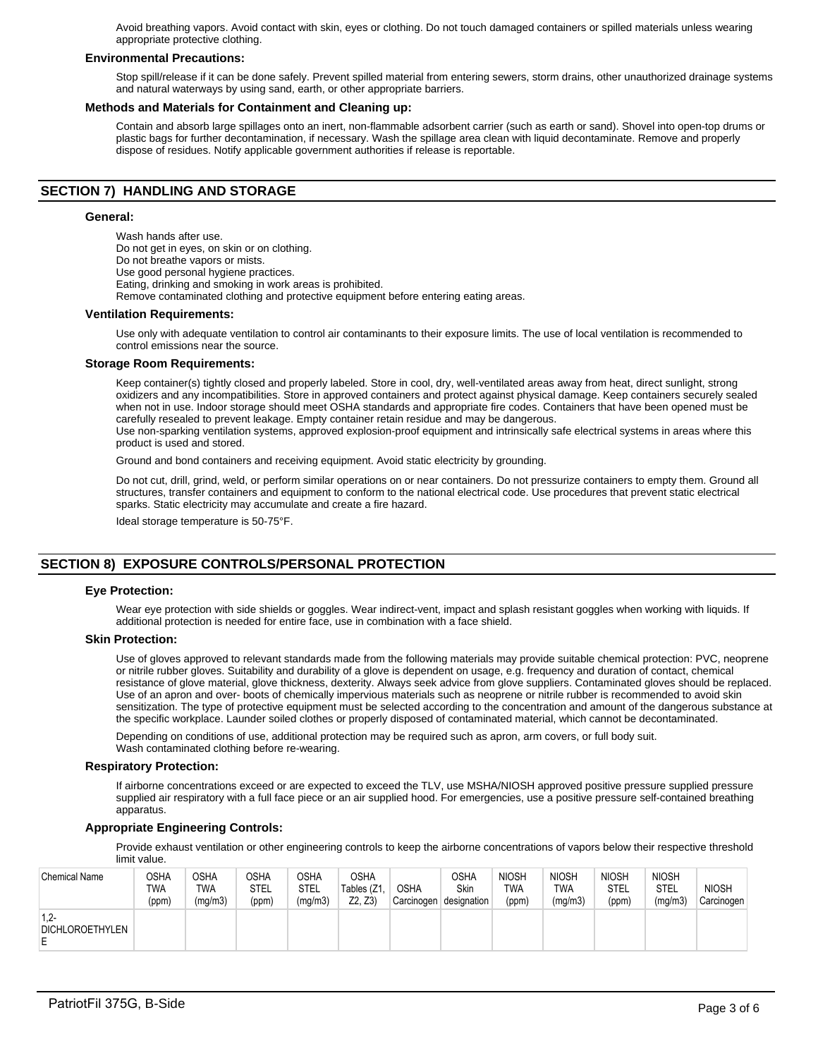Avoid breathing vapors. Avoid contact with skin, eyes or clothing. Do not touch damaged containers or spilled materials unless wearing appropriate protective clothing.

### Environmental Precautions:

Stop spill/release if it can be done safely. Prevent spilled material from entering sewers, storm drains, other unauthorized drainage systems and natural waterways by using sand, earth, or other appropriate barriers.

### Methods and Materials for Containment and Cleaning up:

Contain and absorb large spillages onto an inert, non-flammable adsorbent carrier (such as earth or sand). Shovel into open-top drums or plastic bags for further decontamination, if necessary. Wash the spillage area clean with liquid decontaminate. Remove and properly dispose of residues. Notify applicable government authorities if release is reportable.

## SECTION 7) HANDLING AND STORAGE

### General:

Wash hands after use.
Do not get in eyes, on skin or on clothing.
Do not breathe vapors or mists.
Use good personal hygiene practices.
Eating, drinking and smoking in work areas is prohibited.
Remove contaminated clothing and protective equipment before entering eating areas.

### Ventilation Requirements:

Use only with adequate ventilation to control air contaminants to their exposure limits. The use of local ventilation is recommended to control emissions near the source.

### Storage Room Requirements:

Keep container(s) tightly closed and properly labeled. Store in cool, dry, well-ventilated areas away from heat, direct sunlight, strong oxidizers and any incompatibilities. Store in approved containers and protect against physical damage. Keep containers securely sealed when not in use. Indoor storage should meet OSHA standards and appropriate fire codes. Containers that have been opened must be carefully resealed to prevent leakage. Empty container retain residue and may be dangerous.
Use non-sparking ventilation systems, approved explosion-proof equipment and intrinsically safe electrical systems in areas where this product is used and stored.

Ground and bond containers and receiving equipment. Avoid static electricity by grounding.

Do not cut, drill, grind, weld, or perform similar operations on or near containers. Do not pressurize containers to empty them. Ground all structures, transfer containers and equipment to conform to the national electrical code. Use procedures that prevent static electrical sparks. Static electricity may accumulate and create a fire hazard.

Ideal storage temperature is 50-75°F.

## SECTION 8) EXPOSURE CONTROLS/PERSONAL PROTECTION

### Eye Protection:

Wear eye protection with side shields or goggles. Wear indirect-vent, impact and splash resistant goggles when working with liquids. If additional protection is needed for entire face, use in combination with a face shield.

### Skin Protection:

Use of gloves approved to relevant standards made from the following materials may provide suitable chemical protection: PVC, neoprene or nitrile rubber gloves. Suitability and durability of a glove is dependent on usage, e.g. frequency and duration of contact, chemical resistance of glove material, glove thickness, dexterity. Always seek advice from glove suppliers. Contaminated gloves should be replaced. Use of an apron and over- boots of chemically impervious materials such as neoprene or nitrile rubber is recommended to avoid skin sensitization. The type of protective equipment must be selected according to the concentration and amount of the dangerous substance at the specific workplace. Launder soiled clothes or properly disposed of contaminated material, which cannot be decontaminated.

Depending on conditions of use, additional protection may be required such as apron, arm covers, or full body suit.
Wash contaminated clothing before re-wearing.

### Respiratory Protection:

If airborne concentrations exceed or are expected to exceed the TLV, use MSHA/NIOSH approved positive pressure supplied pressure supplied air respiratory with a full face piece or an air supplied hood. For emergencies, use a positive pressure self-contained breathing apparatus.

### Appropriate Engineering Controls:

Provide exhaust ventilation or other engineering controls to keep the airborne concentrations of vapors below their respective threshold limit value.

| Chemical Name | OSHA TWA (ppm) | OSHA TWA (mg/m3) | OSHA STEL (ppm) | OSHA STEL (mg/m3) | OSHA Tables (Z1, Z2, Z3) | OSHA Carcinogen | OSHA Skin designation | NIOSH TWA (ppm) | NIOSH TWA (mg/m3) | NIOSH STEL (ppm) | NIOSH STEL (mg/m3) | NIOSH Carcinogen |
|---|---|---|---|---|---|---|---|---|---|---|---|---|
| 1,2-DICHLOROETHYLENE | | | | | | | | | | | | |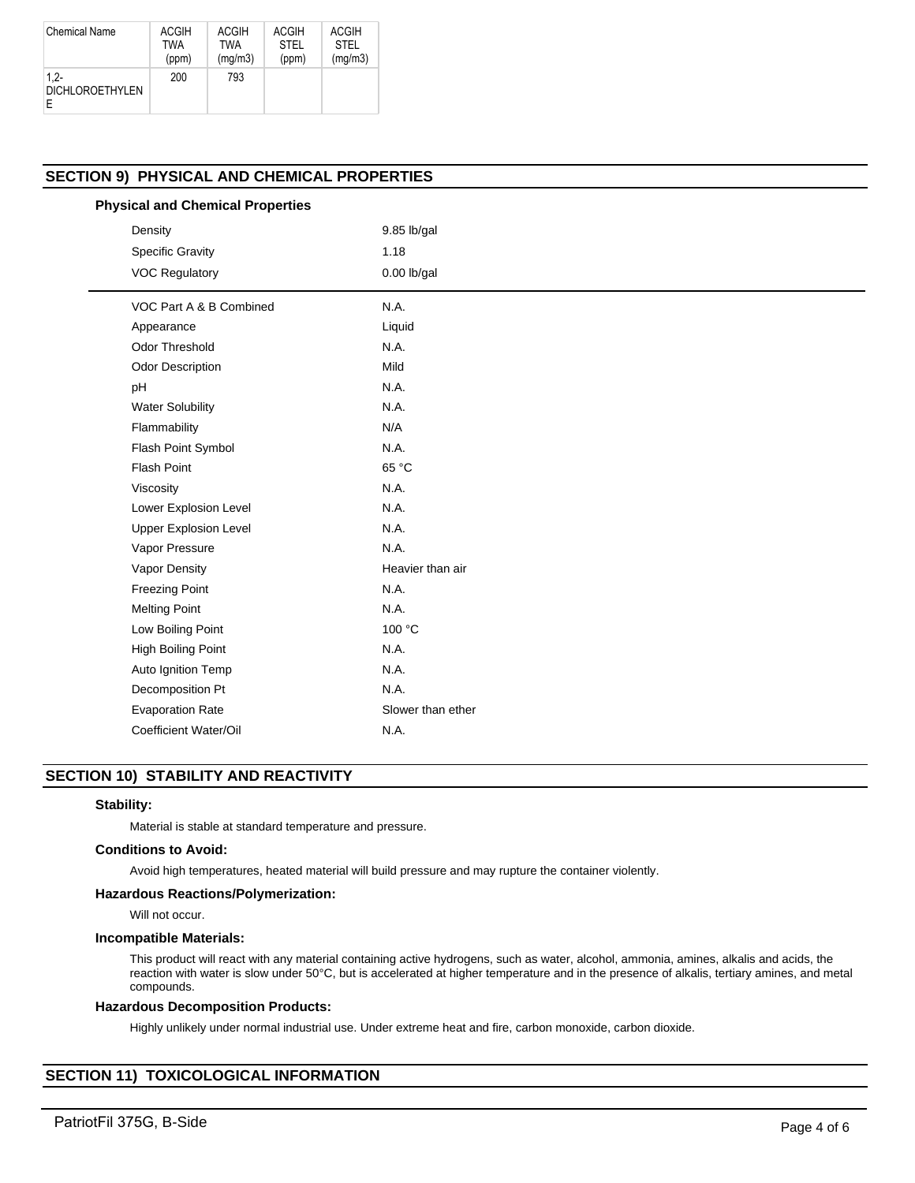| Chemical Name | ACGIH TWA (ppm) | ACGIH TWA (mg/m3) | ACGIH STEL (ppm) | ACGIH STEL (mg/m3) |
|---|---|---|---|---|
| 1,2-DICHLOROETHYLENE | 200 | 793 | | |

## SECTION 9) PHYSICAL AND CHEMICAL PROPERTIES

### Physical and Chemical Properties

| | |
|---|---|
| Density | 9.85 lb/gal |
| Specific Gravity | 1.18 |
| VOC Regulatory | 0.00 lb/gal |
| VOC Part A & B Combined | N.A. |
| Appearance | Liquid |
| Odor Threshold | N.A. |
| Odor Description | Mild |
| pH | N.A. |
| Water Solubility | N.A. |
| Flammability | N/A |
| Flash Point Symbol | N.A. |
| Flash Point | 65 °C |
| Viscosity | N.A. |
| Lower Explosion Level | N.A. |
| Upper Explosion Level | N.A. |
| Vapor Pressure | N.A. |
| Vapor Density | Heavier than air |
| Freezing Point | N.A. |
| Melting Point | N.A. |
| Low Boiling Point | 100 °C |
| High Boiling Point | N.A. |
| Auto Ignition Temp | N.A. |
| Decomposition Pt | N.A. |
| Evaporation Rate | Slower than ether |
| Coefficient Water/Oil | N.A. |

## SECTION 10) STABILITY AND REACTIVITY

**Stability:**

Material is stable at standard temperature and pressure.

**Conditions to Avoid:**

Avoid high temperatures, heated material will build pressure and may rupture the container violently.

**Hazardous Reactions/Polymerization:**

Will not occur.

**Incompatible Materials:**

This product will react with any material containing active hydrogens, such as water, alcohol, ammonia, amines, alkalis and acids, the reaction with water is slow under 50°C, but is accelerated at higher temperature and in the presence of alkalis, tertiary amines, and metal compounds.

**Hazardous Decomposition Products:**

Highly unlikely under normal industrial use. Under extreme heat and fire, carbon monoxide, carbon dioxide.

## SECTION 11) TOXICOLOGICAL INFORMATION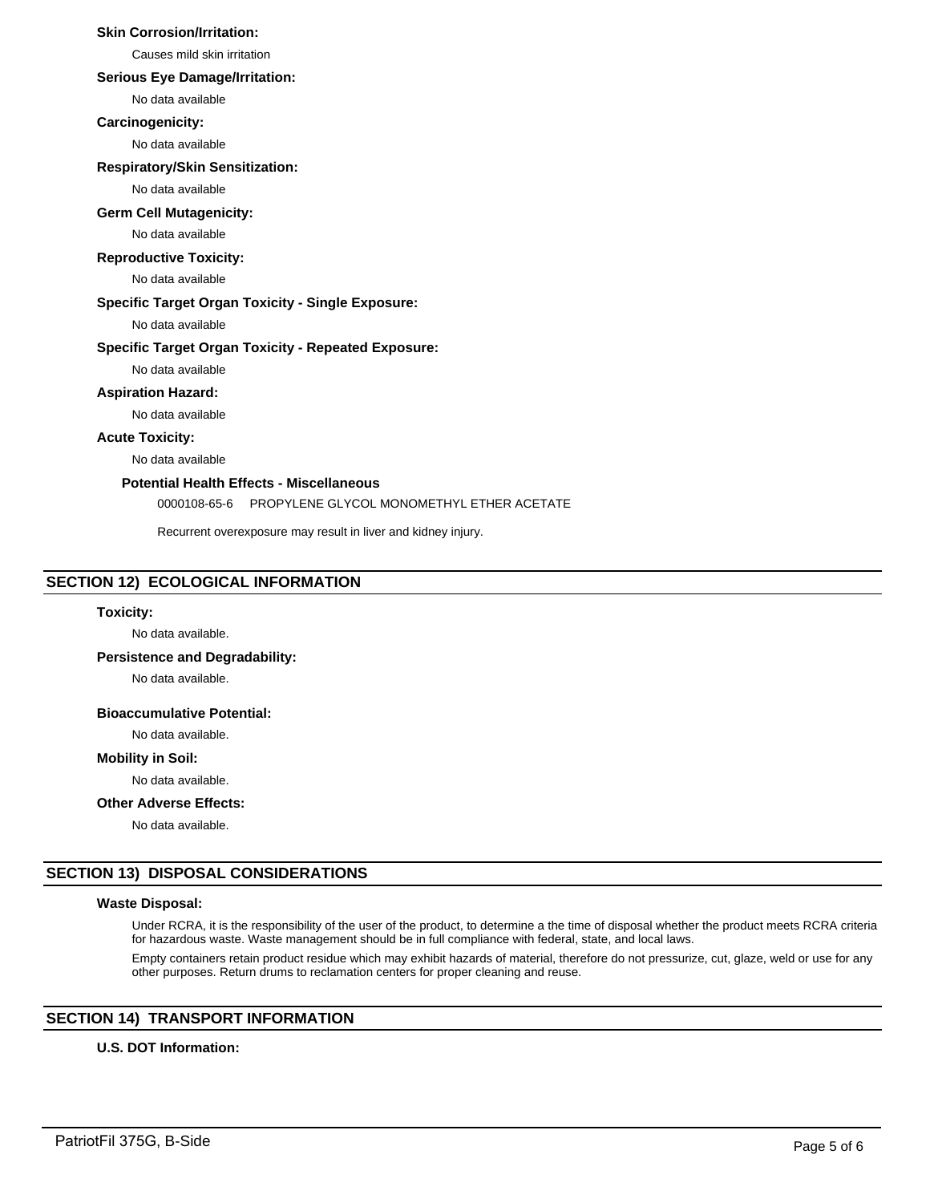**Skin Corrosion/Irritation:**

Causes mild skin irritation

**Serious Eye Damage/Irritation:**

No data available

**Carcinogenicity:**

No data available

**Respiratory/Skin Sensitization:**

No data available

**Germ Cell Mutagenicity:**

No data available

**Reproductive Toxicity:**

No data available

**Specific Target Organ Toxicity - Single Exposure:**

No data available

**Specific Target Organ Toxicity - Repeated Exposure:**

No data available

**Aspiration Hazard:**

No data available

**Acute Toxicity:**

No data available

**Potential Health Effects - Miscellaneous**

0000108-65-6 PROPYLENE GLYCOL MONOMETHYL ETHER ACETATE

Recurrent overexposure may result in liver and kidney injury.

## SECTION 12) ECOLOGICAL INFORMATION

**Toxicity:**

No data available.

**Persistence and Degradability:**

No data available.

**Bioaccumulative Potential:**

No data available.

**Mobility in Soil:**

No data available.

**Other Adverse Effects:**

No data available.

## SECTION 13) DISPOSAL CONSIDERATIONS

**Waste Disposal:**

Under RCRA, it is the responsibility of the user of the product, to determine a the time of disposal whether the product meets RCRA criteria for hazardous waste. Waste management should be in full compliance with federal, state, and local laws.

Empty containers retain product residue which may exhibit hazards of material, therefore do not pressurize, cut, glaze, weld or use for any other purposes. Return drums to reclamation centers for proper cleaning and reuse.

## SECTION 14) TRANSPORT INFORMATION

**U.S. DOT Information:**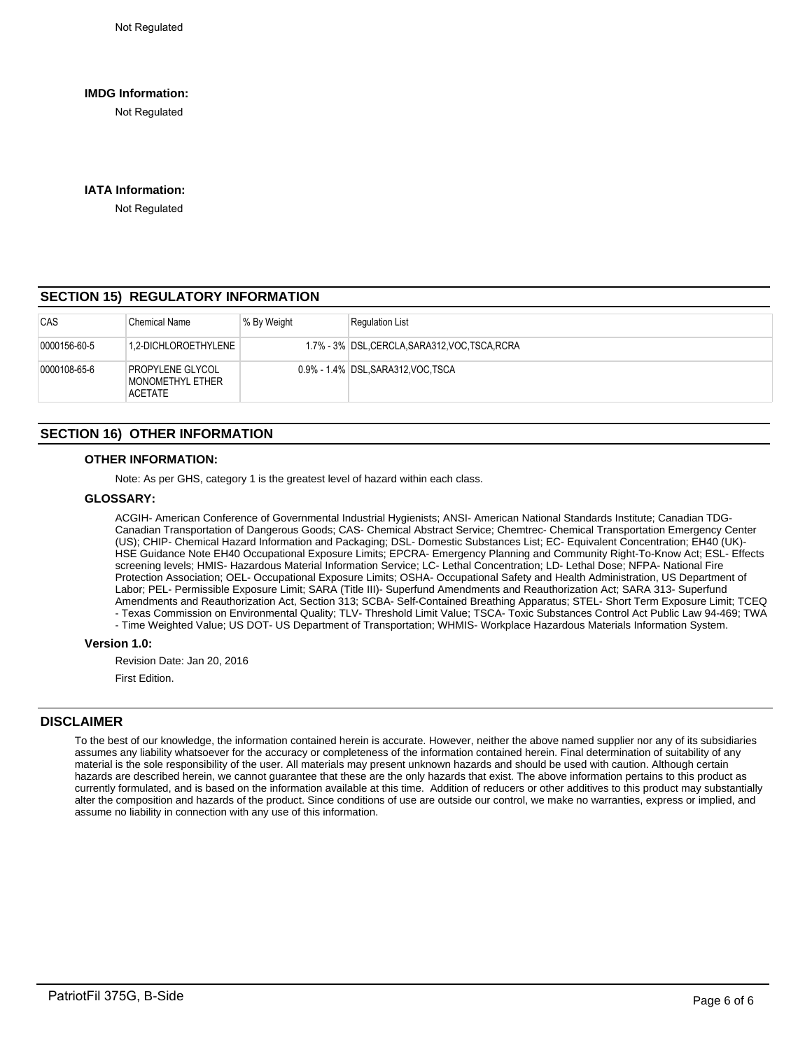Not Regulated

**IMDG Information:**

Not Regulated

**IATA Information:**

Not Regulated

## SECTION 15) REGULATORY INFORMATION

| CAS | Chemical Name | % By Weight | Regulation List |
| --- | --- | --- | --- |
| 0000156-60-5 | 1,2-DICHLOROETHYLENE | 1.7% - 3% | DSL,CERCLA,SARA312,VOC,TSCA,RCRA |
| 0000108-65-6 | PROPYLENE GLYCOL MONOMETHYL ETHER ACETATE | 0.9% - 1.4% | DSL,SARA312,VOC,TSCA |

## SECTION 16) OTHER INFORMATION

**OTHER INFORMATION:**

Note: As per GHS, category 1 is the greatest level of hazard within each class.

**GLOSSARY:**

ACGIH- American Conference of Governmental Industrial Hygienists; ANSI- American National Standards Institute; Canadian TDG- Canadian Transportation of Dangerous Goods; CAS- Chemical Abstract Service; Chemtrec- Chemical Transportation Emergency Center (US); CHIP- Chemical Hazard Information and Packaging; DSL- Domestic Substances List; EC- Equivalent Concentration; EH40 (UK)- HSE Guidance Note EH40 Occupational Exposure Limits; EPCRA- Emergency Planning and Community Right-To-Know Act; ESL- Effects screening levels; HMIS- Hazardous Material Information Service; LC- Lethal Concentration; LD- Lethal Dose; NFPA- National Fire Protection Association; OEL- Occupational Exposure Limits; OSHA- Occupational Safety and Health Administration, US Department of Labor; PEL- Permissible Exposure Limit; SARA (Title III)- Superfund Amendments and Reauthorization Act; SARA 313- Superfund Amendments and Reauthorization Act, Section 313; SCBA- Self-Contained Breathing Apparatus; STEL- Short Term Exposure Limit; TCEQ - Texas Commission on Environmental Quality; TLV- Threshold Limit Value; TSCA- Toxic Substances Control Act Public Law 94-469; TWA - Time Weighted Value; US DOT- US Department of Transportation; WHMIS- Workplace Hazardous Materials Information System.

**Version 1.0:**

Revision Date: Jan 20, 2016

First Edition.

## DISCLAIMER

To the best of our knowledge, the information contained herein is accurate. However, neither the above named supplier nor any of its subsidiaries assumes any liability whatsoever for the accuracy or completeness of the information contained herein. Final determination of suitability of any material is the sole responsibility of the user. All materials may present unknown hazards and should be used with caution. Although certain hazards are described herein, we cannot guarantee that these are the only hazards that exist. The above information pertains to this product as currently formulated, and is based on the information available at this time. Addition of reducers or other additives to this product may substantially alter the composition and hazards of the product. Since conditions of use are outside our control, we make no warranties, express or implied, and assume no liability in connection with any use of this information.